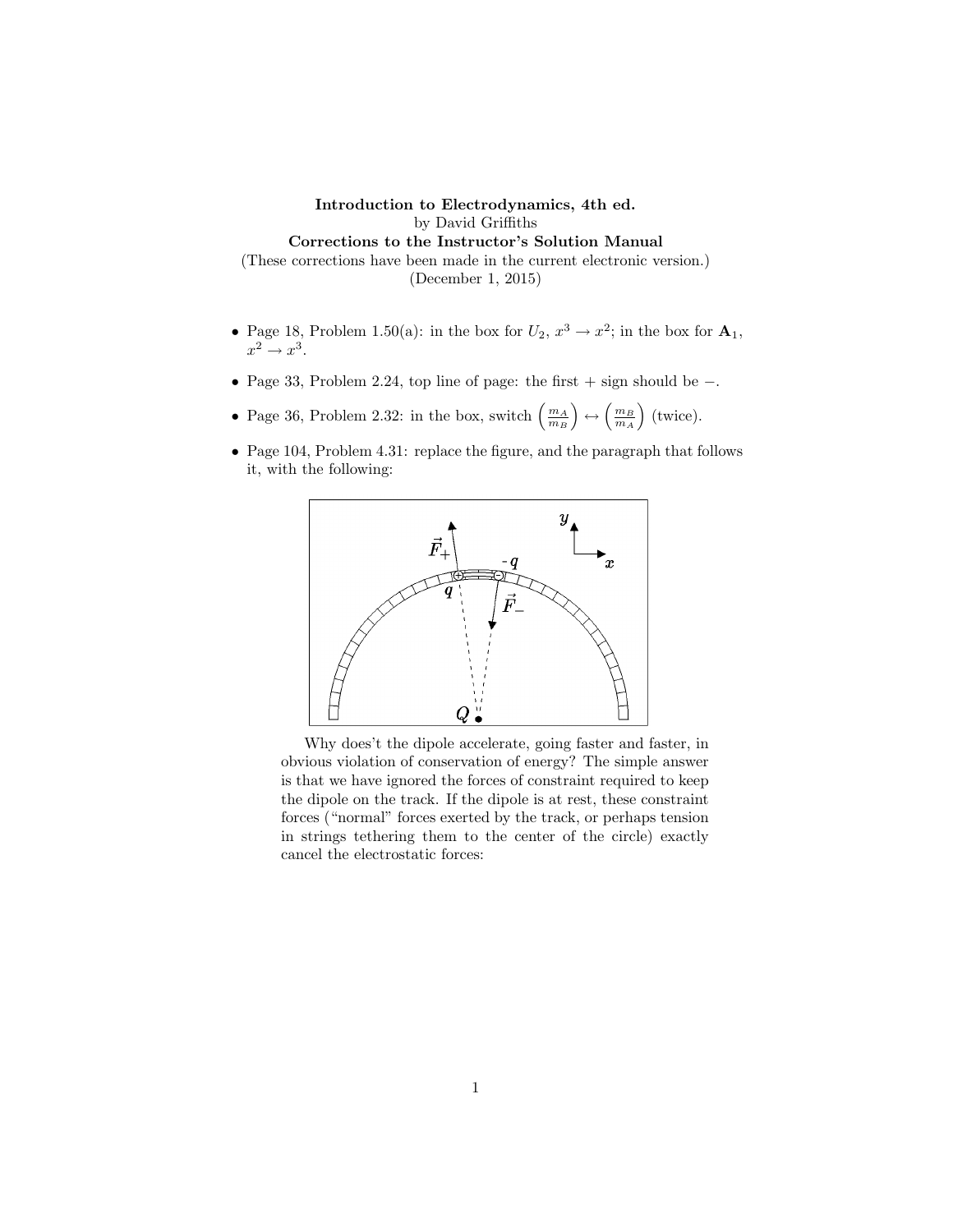**Introduction to Electrodynamics, 4th ed.**
by David Griffiths
**Corrections to the Instructor's Solution Manual**
(These corrections have been made in the current electronic version.)
(December 1, 2015)

- Page 18, Problem 1.50(a): in the box for $U_2$, $x^3 \to x^2$; in the box for $\mathbf{A}_1$, $x^2 \to x^3$.
- Page 33, Problem 2.24, top line of page: the first + sign should be −.
- Page 36, Problem 2.32: in the box, switch $\left(\frac{m_A}{m_B}\right) \leftrightarrow \left(\frac{m_B}{m_A}\right)$ (twice).
- Page 104, Problem 4.31: replace the figure, and the paragraph that follows it, with the following:

Why does't the dipole accelerate, going faster and faster, in obvious violation of conservation of energy? The simple answer is that we have ignored the forces of constraint required to keep the dipole on the track. If the dipole is at rest, these constraint forces ("normal" forces exerted by the track, or perhaps tension in strings tethering them to the center of the circle) exactly cancel the electrostatic forces: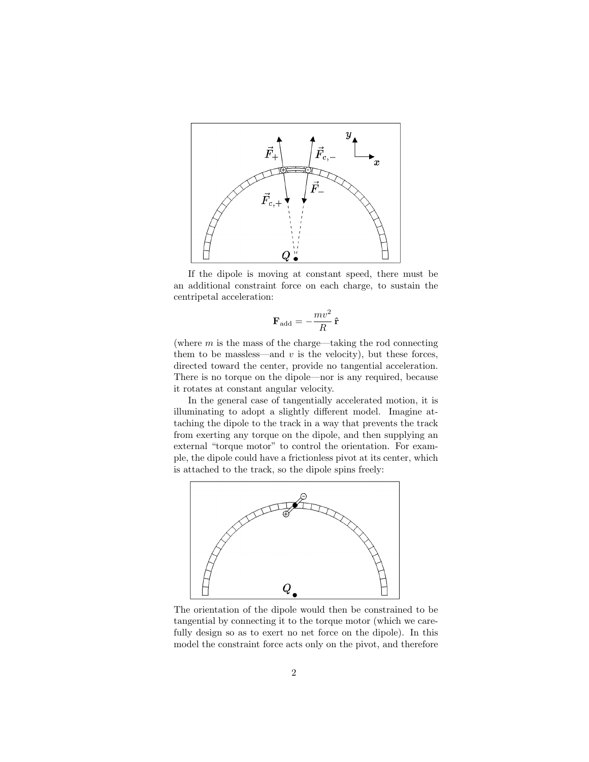If the dipole is moving at constant speed, there must be an additional constraint force on each charge, to sustain the centripetal acceleration:

$$\mathbf{F}_{\text{add}} = -\frac{mv^2}{R}\,\hat{\mathbf{r}}$$

(where $m$ is the mass of the charge—taking the rod connecting them to be massless—and $v$ is the velocity), but these forces, directed toward the center, provide no tangential acceleration. There is no torque on the dipole—nor is any required, because it rotates at constant angular velocity.

In the general case of tangentially accelerated motion, it is illuminating to adopt a slightly different model. Imagine attaching the dipole to the track in a way that prevents the track from exerting any torque on the dipole, and then supplying an external "torque motor" to control the orientation. For example, the dipole could have a frictionless pivot at its center, which is attached to the track, so the dipole spins freely:

The orientation of the dipole would then be constrained to be tangential by connecting it to the torque motor (which we carefully design so as to exert no net force on the dipole). In this model the constraint force acts only on the pivot, and therefore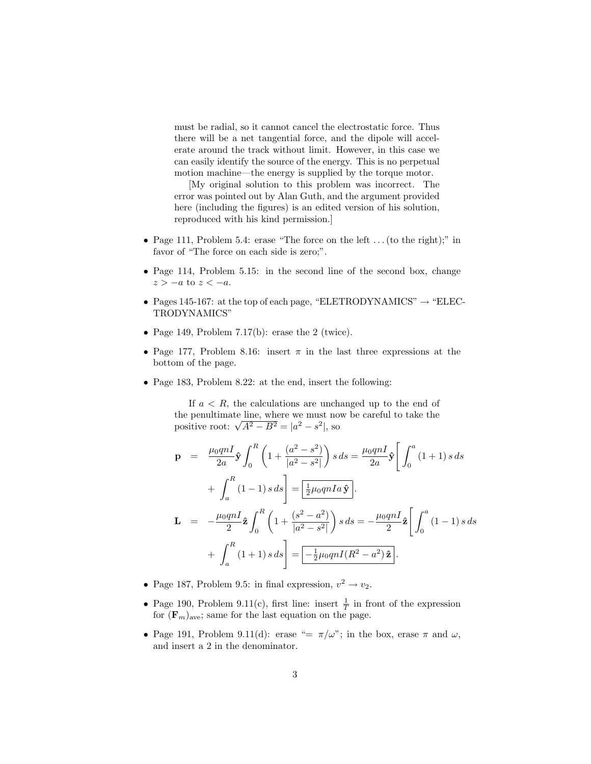must be radial, so it cannot cancel the electrostatic force. Thus there will be a net tangential force, and the dipole will accelerate around the track without limit. However, in this case we can easily identify the source of the energy. This is no perpetual motion machine—the energy is supplied by the torque motor.

[My original solution to this problem was incorrect. The error was pointed out by Alan Guth, and the argument provided here (including the figures) is an edited version of his solution, reproduced with his kind permission.]

- Page 111, Problem 5.4: erase "The force on the left . . . (to the right);" in favor of "The force on each side is zero;".
- Page 114, Problem 5.15: in the second line of the second box, change $z > -a$ to $z < -a$.
- Pages 145-167: at the top of each page, "ELETRODYNAMICS" → "ELECTRODYNAMICS"
- Page 149, Problem 7.17(b): erase the 2 (twice).
- Page 177, Problem 8.16: insert $\pi$ in the last three expressions at the bottom of the page.
- Page 183, Problem 8.22: at the end, insert the following:

  If $a < R$, the calculations are unchanged up to the end of the penultimate line, where we must now be careful to take the positive root: $\sqrt{A^2 - B^2} = |a^2 - s^2|$, so

$$\mathbf{p} = \frac{\mu_0 qnI}{2a}\hat{\mathbf{y}}\int_0^R \left(1 + \frac{(a^2 - s^2)}{|a^2 - s^2|}\right) s\,ds = \frac{\mu_0 qnI}{2a}\hat{\mathbf{y}}\left[\int_0^a (1+1)\,s\,ds + \int_a^R (1-1)\,s\,ds\right] = \boxed{\tfrac{1}{2}\mu_0 qnIa\,\hat{\mathbf{y}}}.$$

$$\mathbf{L} = -\frac{\mu_0 qnI}{2}\hat{\mathbf{z}}\int_0^R \left(1 + \frac{(s^2 - a^2)}{|a^2 - s^2|}\right) s\,ds = -\frac{\mu_0 qnI}{2}\hat{\mathbf{z}}\left[\int_0^a (1-1)\,s\,ds + \int_a^R (1+1)\,s\,ds\right] = \boxed{-\tfrac{1}{2}\mu_0 qnI(R^2 - a^2)\,\hat{\mathbf{z}}}.$$

- Page 187, Problem 9.5: in final expression, $v^2 \to v_2$.
- Page 190, Problem 9.11(c), first line: insert $\frac{1}{T}$ in front of the expression for $(\mathbf{F}_m)_{\text{ave}}$; same for the last equation on the page.
- Page 191, Problem 9.11(d): erase "$= \pi/\omega$"; in the box, erase $\pi$ and $\omega$, and insert a 2 in the denominator.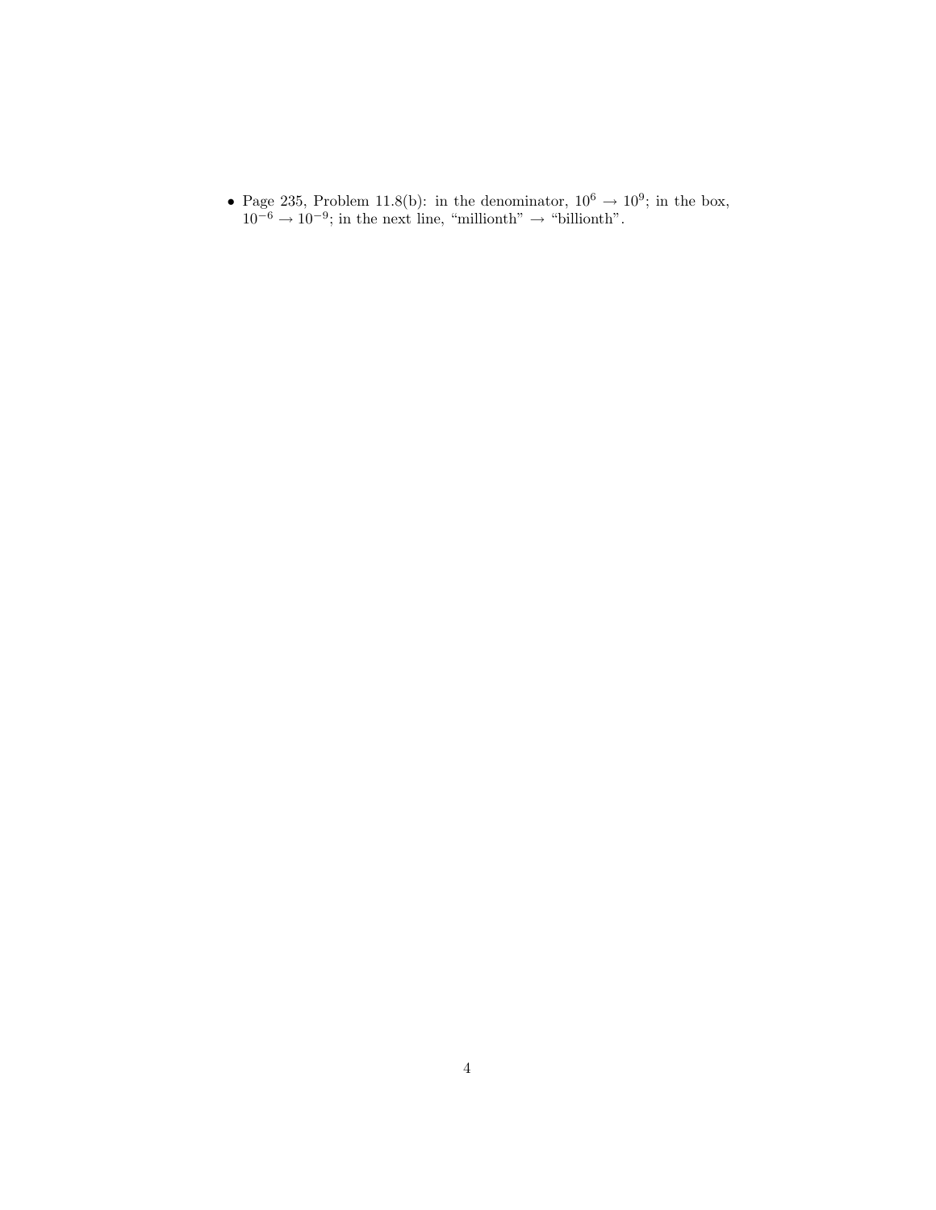- Page 235, Problem 11.8(b): in the denominator, $10^6 \rightarrow 10^9$; in the box, $10^{-6} \rightarrow 10^{-9}$; in the next line, “millionth” → “billionth”.